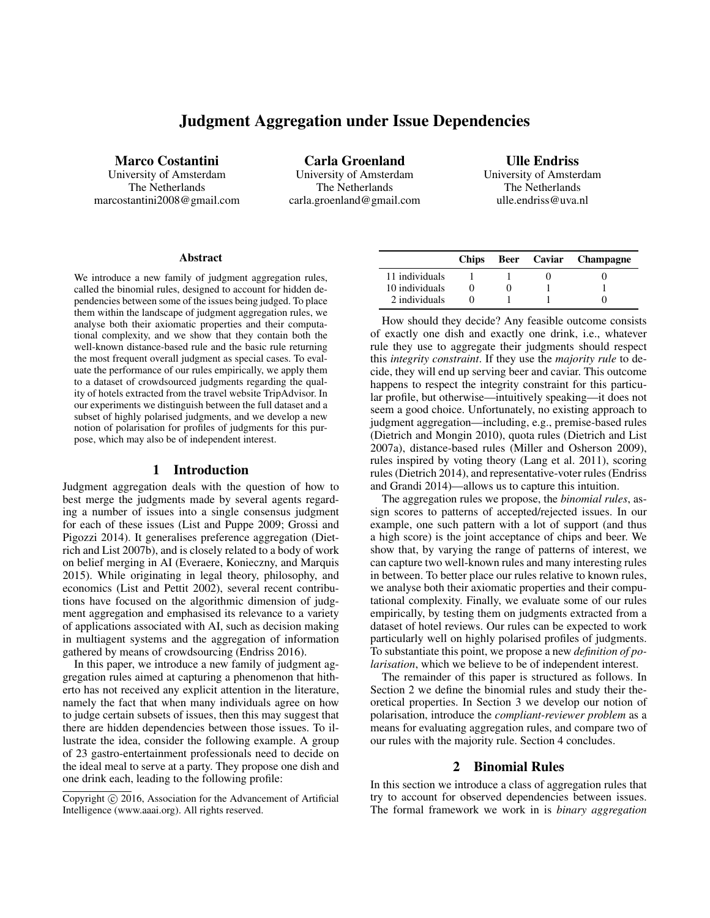# Judgment Aggregation under Issue Dependencies

**Marco Costantini**
University of Amsterdam
The Netherlands
marcostantini2008@gmail.com

**Carla Groenland**
University of Amsterdam
The Netherlands
carla.groenland@gmail.com

**Ulle Endriss**
University of Amsterdam
The Netherlands
ulle.endriss@uva.nl

### Abstract

We introduce a new family of judgment aggregation rules, called the binomial rules, designed to account for hidden dependencies between some of the issues being judged. To place them within the landscape of judgment aggregation rules, we analyse both their axiomatic properties and their computational complexity, and we show that they contain both the well-known distance-based rule and the basic rule returning the most frequent overall judgment as special cases. To evaluate the performance of our rules empirically, we apply them to a dataset of crowdsourced judgments regarding the quality of hotels extracted from the travel website TripAdvisor. In our experiments we distinguish between the full dataset and a subset of highly polarised judgments, and we develop a new notion of polarisation for profiles of judgments for this purpose, which may also be of independent interest.

## 1 Introduction

Judgment aggregation deals with the question of how to best merge the judgments made by several agents regarding a number of issues into a single consensus judgment for each of these issues (List and Puppe 2009; Grossi and Pigozzi 2014). It generalises preference aggregation (Dietrich and List 2007b), and is closely related to a body of work on belief merging in AI (Everaere, Konieczny, and Marquis 2015). While originating in legal theory, philosophy, and economics (List and Pettit 2002), several recent contributions have focused on the algorithmic dimension of judgment aggregation and emphasised its relevance to a variety of applications associated with AI, such as decision making in multiagent systems and the aggregation of information gathered by means of crowdsourcing (Endriss 2016).

In this paper, we introduce a new family of judgment aggregation rules aimed at capturing a phenomenon that hitherto has not received any explicit attention in the literature, namely the fact that when many individuals agree on how to judge certain subsets of issues, then this may suggest that there are hidden dependencies between those issues. To illustrate the idea, consider the following example. A group of 23 gastro-entertainment professionals need to decide on the ideal meal to serve at a party. They propose one dish and one drink each, leading to the following profile:

| | Chips | Beer | Caviar | Champagne |
|---|---|---|---|---|
| 11 individuals | 1 | 1 | 0 | 0 |
| 10 individuals | 0 | 0 | 1 | 1 |
| 2 individuals | 0 | 1 | 1 | 0 |

How should they decide? Any feasible outcome consists of exactly one dish and exactly one drink, i.e., whatever rule they use to aggregate their judgments should respect this *integrity constraint*. If they use the *majority rule* to decide, they will end up serving beer and caviar. This outcome happens to respect the integrity constraint for this particular profile, but otherwise—intuitively speaking—it does not seem a good choice. Unfortunately, no existing approach to judgment aggregation—including, e.g., premise-based rules (Dietrich and Mongin 2010), quota rules (Dietrich and List 2007a), distance-based rules (Miller and Osherson 2009), rules inspired by voting theory (Lang et al. 2011), scoring rules (Dietrich 2014), and representative-voter rules (Endriss and Grandi 2014)—allows us to capture this intuition.

The aggregation rules we propose, the *binomial rules*, assign scores to patterns of accepted/rejected issues. In our example, one such pattern with a lot of support (and thus a high score) is the joint acceptance of chips and beer. We show that, by varying the range of patterns of interest, we can capture two well-known rules and many interesting rules in between. To better place our rules relative to known rules, we analyse both their axiomatic properties and their computational complexity. Finally, we evaluate some of our rules empirically, by testing them on judgments extracted from a dataset of hotel reviews. Our rules can be expected to work particularly well on highly polarised profiles of judgments. To substantiate this point, we propose a new *definition of polarisation*, which we believe to be of independent interest.

The remainder of this paper is structured as follows. In Section 2 we define the binomial rules and study their theoretical properties. In Section 3 we develop our notion of polarisation, introduce the *compliant-reviewer problem* as a means for evaluating aggregation rules, and compare two of our rules with the majority rule. Section 4 concludes.

## 2 Binomial Rules

In this section we introduce a class of aggregation rules that try to account for observed dependencies between issues. The formal framework we work in is *binary aggregation*

Copyright © 2016, Association for the Advancement of Artificial Intelligence (www.aaai.org). All rights reserved.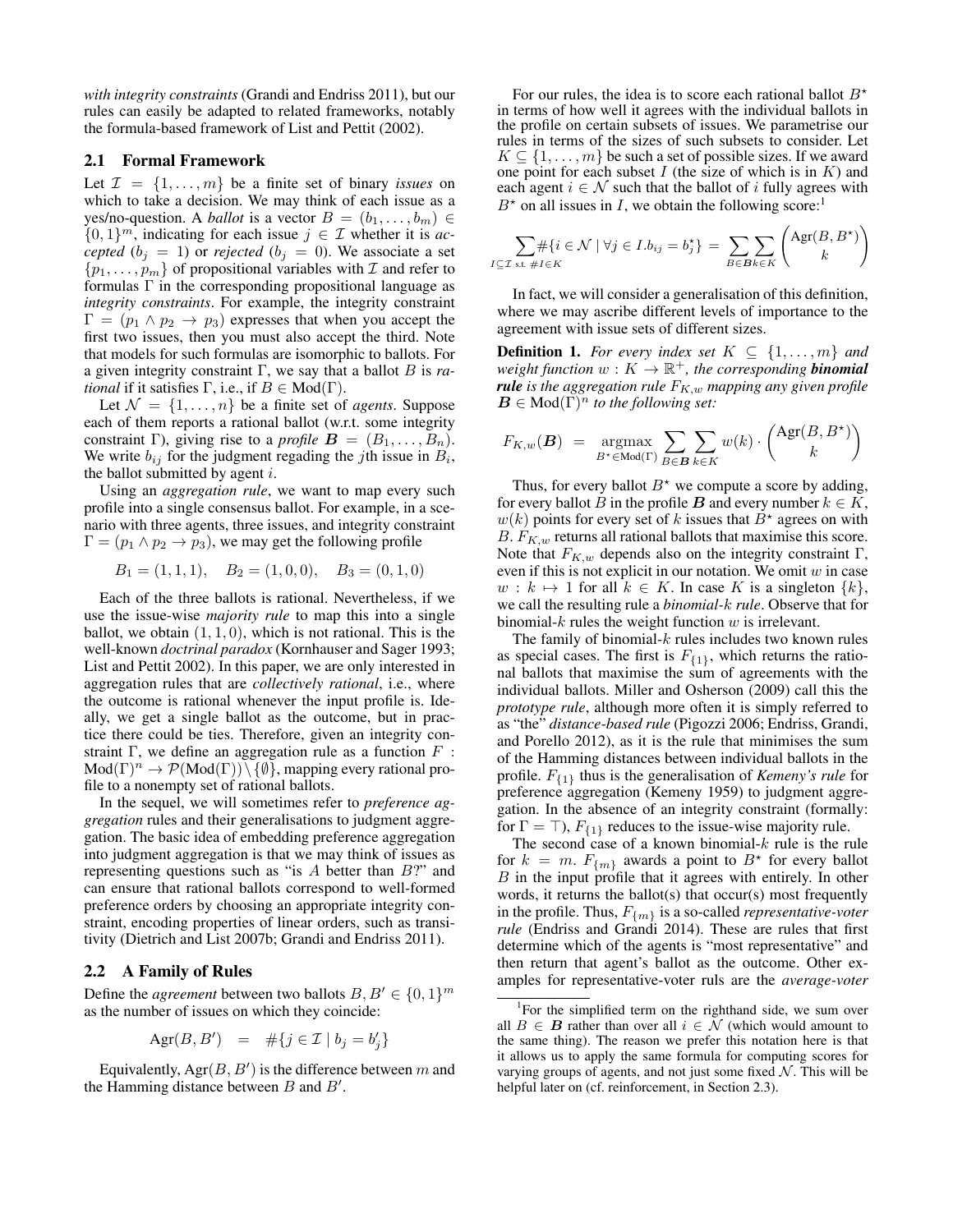*with integrity constraints* (Grandi and Endriss 2011), but our rules can easily be adapted to related frameworks, notably the formula-based framework of List and Pettit (2002).

### 2.1 Formal Framework

Let $\mathcal{I} = \{1, \ldots, m\}$ be a finite set of binary *issues* on which to take a decision. We may think of each issue as a yes/no-question. A *ballot* is a vector $B = (b_1, \ldots, b_m) \in \{0,1\}^m$, indicating for each issue $j \in \mathcal{I}$ whether it is *accepted* ($b_j = 1$) or *rejected* ($b_j = 0$). We associate a set $\{p_1, \ldots, p_m\}$ of propositional variables with $\mathcal{I}$ and refer to formulas $\Gamma$ in the corresponding propositional language as *integrity constraints*. For example, the integrity constraint $\Gamma = (p_1 \wedge p_2 \rightarrow p_3)$ expresses that when you accept the first two issues, then you must also accept the third. Note that models for such formulas are isomorphic to ballots. For a given integrity constraint $\Gamma$, we say that a ballot $B$ is *rational* if it satisfies $\Gamma$, i.e., if $B \in \text{Mod}(\Gamma)$.

Let $\mathcal{N} = \{1, \ldots, n\}$ be a finite set of *agents*. Suppose each of them reports a rational ballot (w.r.t. some integrity constraint $\Gamma$), giving rise to a *profile* $\boldsymbol{B} = (B_1, \ldots, B_n)$. We write $b_{ij}$ for the judgment regading the $j$th issue in $B_i$, the ballot submitted by agent $i$.

Using an *aggregation rule*, we want to map every such profile into a single consensus ballot. For example, in a scenario with three agents, three issues, and integrity constraint $\Gamma = (p_1 \wedge p_2 \rightarrow p_3)$, we may get the following profile

$$B_1 = (1,1,1), \quad B_2 = (1,0,0), \quad B_3 = (0,1,0)$$

Each of the three ballots is rational. Nevertheless, if we use the issue-wise *majority rule* to map this into a single ballot, we obtain $(1,1,0)$, which is not rational. This is the well-known *doctrinal paradox* (Kornhauser and Sager 1993; List and Pettit 2002). In this paper, we are only interested in aggregation rules that are *collectively rational*, i.e., where the outcome is rational whenever the input profile is. Ideally, we get a single ballot as the outcome, but in practice there could be ties. Therefore, given an integrity constraint $\Gamma$, we define an aggregation rule as a function $F : \text{Mod}(\Gamma)^n \rightarrow \mathcal{P}(\text{Mod}(\Gamma)) \setminus \{\emptyset\}$, mapping every rational profile to a nonempty set of rational ballots.

In the sequel, we will sometimes refer to *preference aggregation* rules and their generalisations to judgment aggregation. The basic idea of embedding preference aggregation into judgment aggregation is that we may think of issues as representing questions such as "is $A$ better than $B$?" and can ensure that rational ballots correspond to well-formed preference orders by choosing an appropriate integrity constraint, encoding properties of linear orders, such as transitivity (Dietrich and List 2007b; Grandi and Endriss 2011).

### 2.2 A Family of Rules

Define the *agreement* between two ballots $B, B' \in \{0,1\}^m$ as the number of issues on which they coincide:

$$\text{Agr}(B, B') \quad = \quad \#\{j \in \mathcal{I} \mid b_j = b'_j\}$$

Equivalently, $\text{Agr}(B, B')$ is the difference between $m$ and the Hamming distance between $B$ and $B'$.

For our rules, the idea is to score each rational ballot $B^\star$ in terms of how well it agrees with the individual ballots in the profile on certain subsets of issues. We parametrise our rules in terms of the sizes of such subsets to consider. Let $K \subseteq \{1, \ldots, m\}$ be such a set of possible sizes. If we award one point for each subset $I$ (the size of which is in $K$) and each agent $i \in \mathcal{N}$ such that the ballot of $i$ fully agrees with $B^\star$ on all issues in $I$, we obtain the following score:[1]

$$\sum_{I \subseteq \mathcal{I} \text{ s.t. } \#I \in K} \#\{i \in \mathcal{N} \mid \forall j \in I . b_{ij} = b^\star_j\} \; = \; \sum_{B \in \boldsymbol{B}} \sum_{k \in K} \binom{\text{Agr}(B, B^\star)}{k}$$

In fact, we will consider a generalisation of this definition, where we may ascribe different levels of importance to the agreement with issue sets of different sizes.

**Definition 1.** *For every index set $K \subseteq \{1, \ldots, m\}$ and weight function $w : K \rightarrow \mathbb{R}^+$, the corresponding **binomial rule** is the aggregation rule $F_{K,w}$ mapping any given profile $\boldsymbol{B} \in \text{Mod}(\Gamma)^n$ to the following set:*

$$F_{K,w}(\boldsymbol{B}) \quad = \quad \underset{B^\star \in \text{Mod}(\Gamma)}{\text{argmax}} \sum_{B \in \boldsymbol{B}} \sum_{k \in K} w(k) \cdot \binom{\text{Agr}(B, B^\star)}{k}$$

Thus, for every ballot $B^\star$ we compute a score by adding, for every ballot $B$ in the profile $\boldsymbol{B}$ and every number $k \in K$, $w(k)$ points for every set of $k$ issues that $B^\star$ agrees on with $B$. $F_{K,w}$ returns all rational ballots that maximise this score. Note that $F_{K,w}$ depends also on the integrity constraint $\Gamma$, even if this is not explicit in our notation. We omit $w$ in case $w : k \mapsto 1$ for all $k \in K$. In case $K$ is a singleton $\{k\}$, we call the resulting rule a *binomial-$k$ rule*. Observe that for binomial-$k$ rules the weight function $w$ is irrelevant.

The family of binomial-$k$ rules includes two known rules as special cases. The first is $F_{\{1\}}$, which returns the rational ballots that maximise the sum of agreements with the individual ballots. Miller and Osherson (2009) call this the *prototype rule*, although more often it is simply referred to as "the" *distance-based rule* (Pigozzi 2006; Endriss, Grandi, and Porello 2012), as it is the rule that minimises the sum of the Hamming distances between individual ballots in the profile. $F_{\{1\}}$ thus is the generalisation of *Kemeny's rule* for preference aggregation (Kemeny 1959) to judgment aggregation. In the absence of an integrity constraint (formally: for $\Gamma = \top$), $F_{\{1\}}$ reduces to the issue-wise majority rule.

The second case of a known binomial-$k$ rule is the rule for $k = m$. $F_{\{m\}}$ awards a point to $B^\star$ for every ballot $B$ in the input profile that it agrees with entirely. In other words, it returns the ballot(s) that occur(s) most frequently in the profile. Thus, $F_{\{m\}}$ is a so-called *representative-voter rule* (Endriss and Grandi 2014). These are rules that first determine which of the agents is "most representative" and then return that agent's ballot as the outcome. Other examples for representative-voter ruls are the *average-voter*

[1] For the simplified term on the righthand side, we sum over all $B \in \boldsymbol{B}$ rather than over all $i \in \mathcal{N}$ (which would amount to the same thing). The reason we prefer this notation here is that it allows us to apply the same formula for computing scores for varying groups of agents, and not just some fixed $\mathcal{N}$. This will be helpful later on (cf. reinforcement, in Section 2.3).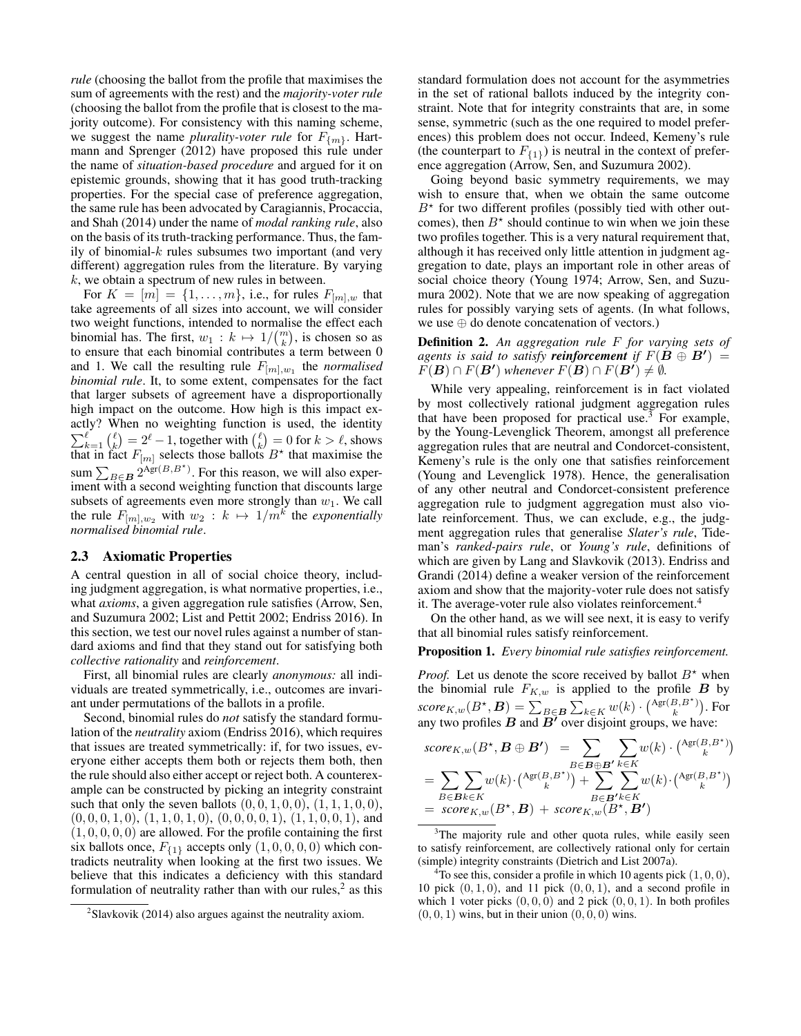*rule* (choosing the ballot from the profile that maximises the sum of agreements with the rest) and the *majority-voter rule* (choosing the ballot from the profile that is closest to the majority outcome). For consistency with this naming scheme, we suggest the name *plurality-voter rule* for $F_{\{m\}}$. Hartmann and Sprenger (2012) have proposed this rule under the name of *situation-based procedure* and argued for it on epistemic grounds, showing that it has good truth-tracking properties. For the special case of preference aggregation, the same rule has been advocated by Caragiannis, Procaccia, and Shah (2014) under the name of *modal ranking rule*, also on the basis of its truth-tracking performance. Thus, the family of binomial-$k$ rules subsumes two important (and very different) aggregation rules from the literature. By varying $k$, we obtain a spectrum of new rules in between.

For $K = [m] = \{1, \ldots, m\}$, i.e., for rules $F_{[m],w}$ that take agreements of all sizes into account, we will consider two weight functions, intended to normalise the effect each binomial has. The first, $w_1 : k \mapsto 1/\binom{m}{k}$, is chosen so as to ensure that each binomial contributes a term between 0 and 1. We call the resulting rule $F_{[m],w_1}$ the *normalised binomial rule*. It, to some extent, compensates for the fact that larger subsets of agreement have a disproportionally high impact on the outcome. How high is this impact exactly? When no weighting function is used, the identity $\sum_{k=1}^{\ell} \binom{\ell}{k} = 2^\ell - 1$, together with $\binom{\ell}{k} = 0$ for $k > \ell$, shows that in fact $F_{[m]}$ selects those ballots $B^\star$ that maximise the sum $\sum_{B \in \boldsymbol{B}} 2^{\mathrm{Agr}(B,B^\star)}$. For this reason, we will also experiment with a second weighting function that discounts large subsets of agreements even more strongly than $w_1$. We call the rule $F_{[m],w_2}$ with $w_2 : k \mapsto 1/m^k$ the *exponentially normalised binomial rule*.

### 2.3 Axiomatic Properties

A central question in all of social choice theory, including judgment aggregation, is what normative properties, i.e., what *axioms*, a given aggregation rule satisfies (Arrow, Sen, and Suzumura 2002; List and Pettit 2002; Endriss 2016). In this section, we test our novel rules against a number of standard axioms and find that they stand out for satisfying both *collective rationality* and *reinforcement*.

First, all binomial rules are clearly *anonymous:* all individuals are treated symmetrically, i.e., outcomes are invariant under permutations of the ballots in a profile.

Second, binomial rules do *not* satisfy the standard formulation of the *neutrality* axiom (Endriss 2016), which requires that issues are treated symmetrically: if, for two issues, everyone either accepts them both or rejects them both, then the rule should also either accept or reject both. A counterexample can be constructed by picking an integrity constraint such that only the seven ballots $(0,0,1,0,0)$, $(1,1,1,0,0)$, $(0,0,0,1,0)$, $(1,1,0,1,0)$, $(0,0,0,0,1)$, $(1,1,0,0,1)$, and $(1,0,0,0,0)$ are allowed. For the profile containing the first six ballots once, $F_{\{1\}}$ accepts only $(1,0,0,0,0)$ which contradicts neutrality when looking at the first two issues. We believe that this indicates a deficiency with this standard formulation of neutrality rather than with our rules,[2] as this standard formulation does not account for the asymmetries in the set of rational ballots induced by the integrity constraint. Note that for integrity constraints that are, in some sense, symmetric (such as the one required to model preferences) this problem does not occur. Indeed, Kemeny's rule (the counterpart to $F_{\{1\}}$) is neutral in the context of preference aggregation (Arrow, Sen, and Suzumura 2002).

Going beyond basic symmetry requirements, we may wish to ensure that, when we obtain the same outcome $B^\star$ for two different profiles (possibly tied with other outcomes), then $B^\star$ should continue to win when we join these two profiles together. This is a very natural requirement that, although it has received only little attention in judgment aggregation to date, plays an important role in other areas of social choice theory (Young 1974; Arrow, Sen, and Suzumura 2002). Note that we are now speaking of aggregation rules for possibly varying sets of agents. (In what follows, we use $\oplus$ do denote concatenation of vectors.)

**Definition 2.** *An aggregation rule $F$ for varying sets of agents is said to satisfy **reinforcement** if $F(\boldsymbol{B} \oplus \boldsymbol{B'}) = F(\boldsymbol{B}) \cap F(\boldsymbol{B'})$ whenever $F(\boldsymbol{B}) \cap F(\boldsymbol{B'}) \neq \emptyset$.*

While very appealing, reinforcement is in fact violated by most collectively rational judgment aggregation rules that have been proposed for practical use.[3] For example, by the Young-Levenglick Theorem, amongst all preference aggregation rules that are neutral and Condorcet-consistent, Kemeny's rule is the only one that satisfies reinforcement (Young and Levenglick 1978). Hence, the generalisation of any other neutral and Condorcet-consistent preference aggregation rule to judgment aggregation must also violate reinforcement. Thus, we can exclude, e.g., the judgment aggregation rules that generalise *Slater's rule*, Tideman's *ranked-pairs rule*, or *Young's rule*, definitions of which are given by Lang and Slavkovik (2013). Endriss and Grandi (2014) define a weaker version of the reinforcement axiom and show that the majority-voter rule does not satisfy it. The average-voter rule also violates reinforcement.[4]

On the other hand, as we will see next, it is easy to verify that all binomial rules satisfy reinforcement.

**Proposition 1.** *Every binomial rule satisfies reinforcement.*

*Proof.* Let us denote the score received by ballot $B^\star$ when the binomial rule $F_{K,w}$ is applied to the profile $\boldsymbol{B}$ by $score_{K,w}(B^\star, \boldsymbol{B}) = \sum_{B \in \boldsymbol{B}} \sum_{k \in K} w(k) \cdot \binom{\mathrm{Agr}(B,B^\star)}{k}$. For any two profiles $\boldsymbol{B}$ and $\boldsymbol{B'}$ over disjoint groups, we have:

$$
\begin{aligned}
score_{K,w}(B^\star, \boldsymbol{B} \oplus \boldsymbol{B'}) &= \sum_{B \in \boldsymbol{B} \oplus \boldsymbol{B'}} \sum_{k \in K} w(k) \cdot \binom{\mathrm{Agr}(B,B^\star)}{k} \\
&= \sum_{B \in \boldsymbol{B}} \sum_{k \in K} w(k) \cdot \binom{\mathrm{Agr}(B,B^\star)}{k} + \sum_{B \in \boldsymbol{B'}} \sum_{k \in K} w(k) \cdot \binom{\mathrm{Agr}(B,B^\star)}{k} \\
&= score_{K,w}(B^\star, \boldsymbol{B}) + score_{K,w}(B^\star, \boldsymbol{B'})
\end{aligned}
$$

---

[2] Slavkovik (2014) also argues against the neutrality axiom.

[3] The majority rule and other quota rules, while easily seen to satisfy reinforcement, are collectively rational only for certain (simple) integrity constraints (Dietrich and List 2007a).

[4] To see this, consider a profile in which 10 agents pick $(1,0,0)$, 10 pick $(0,1,0)$, and 11 pick $(0,0,1)$, and a second profile in which 1 voter picks $(0,0,0)$ and 2 pick $(0,0,1)$. In both profiles $(0,0,1)$ wins, but in their union $(0,0,0)$ wins.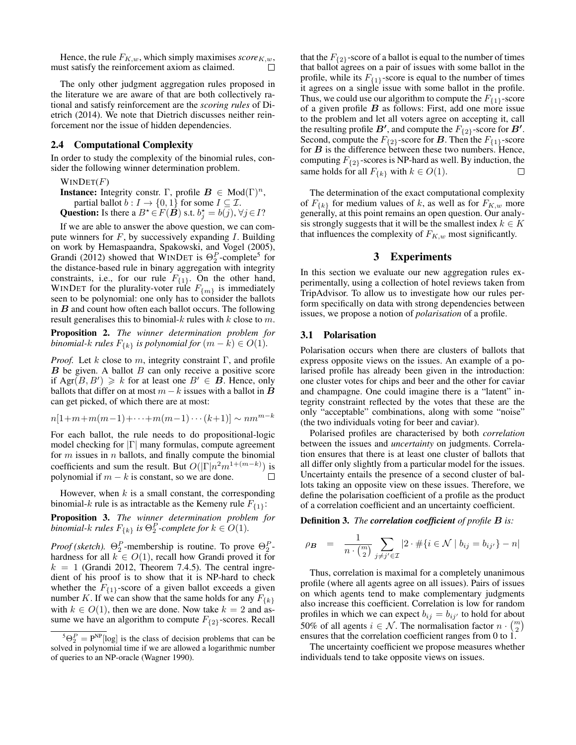Hence, the rule $F_{K,w}$, which simply maximises $score_{K,w}$, must satisfy the reinforcement axiom as claimed. □

The only other judgment aggregation rules proposed in the literature we are aware of that are both collectively rational and satisfy reinforcement are the *scoring rules* of Dietrich (2014). We note that Dietrich discusses neither reinforcement nor the issue of hidden dependencies.

### 2.4 Computational Complexity

In order to study the complexity of the binomial rules, consider the following winner determination problem.

WINDET($F$)
**Instance:** Integrity constr. $\Gamma$, profile $\boldsymbol{B} \in \text{Mod}(\Gamma)^n$, partial ballot $b : I \to \{0, 1\}$ for some $I \subseteq \mathcal{I}$.
**Question:** Is there a $B^\star \in F(\boldsymbol{B})$ s.t. $b^\star_j = b(j), \forall j \in I$?

If we are able to answer the above question, we can compute winners for $F$, by successively expanding $I$. Building on work by Hemaspaandra, Spakowski, and Vogel (2005), Grandi (2012) showed that WINDET is $\Theta_2^P$-complete[5] for the distance-based rule in binary aggregation with integrity constraints, i.e., for our rule $F_{\{1\}}$. On the other hand, WINDET for the plurality-voter rule $F_{\{m\}}$ is immediately seen to be polynomial: one only has to consider the ballots in $\boldsymbol{B}$ and count how often each ballot occurs. The following result generalises this to binomial-$k$ rules with $k$ close to $m$.

**Proposition 2.** *The winner determination problem for binomial-$k$ rules $F_{\{k\}}$ is polynomial for $(m - k) \in O(1)$.*

*Proof.* Let $k$ close to $m$, integrity constraint $\Gamma$, and profile $\boldsymbol{B}$ be given. A ballot $B$ can only receive a positive score if $\text{Agr}(B, B') \geqslant k$ for at least one $B' \in \boldsymbol{B}$. Hence, only ballots that differ on at most $m - k$ issues with a ballot in $\boldsymbol{B}$ can get picked, of which there are at most:

$$n[1+m+m(m-1)+\cdots+m(m-1)\cdots(k+1)] \sim nm^{m-k}$$

For each ballot, the rule needs to do propositional-logic model checking for $|\Gamma|$ many formulas, compute agreement for $m$ issues in $n$ ballots, and finally compute the binomial coefficients and sum the result. But $O(|\Gamma| n^2 m^{1+(m-k)})$ is polynomial if $m - k$ is constant, so we are done. □

However, when $k$ is a small constant, the corresponding binomial-$k$ rule is as intractable as the Kemeny rule $F_{\{1\}}$:

**Proposition 3.** *The winner determination problem for binomial-$k$ rules $F_{\{k\}}$ is $\Theta_2^P$-complete for $k \in O(1)$.*

*Proof (sketch).* $\Theta_2^P$-membership is routine. To prove $\Theta_2^P$-hardness for all $k \in O(1)$, recall how Grandi proved it for $k = 1$ (Grandi 2012, Theorem 7.4.5). The central ingredient of his proof is to show that it is NP-hard to check whether the $F_{\{1\}}$-score of a given ballot exceeds a given number $K$. If we can show that the same holds for any $F_{\{k\}}$ with $k \in O(1)$, then we are done. Now take $k = 2$ and assume we have an algorithm to compute $F_{\{2\}}$-scores. Recall that the $F_{\{2\}}$-score of a ballot is equal to the number of times that ballot agrees on a pair of issues with some ballot in the profile, while its $F_{\{1\}}$-score is equal to the number of times it agrees on a single issue with some ballot in the profile. Thus, we could use our algorithm to compute the $F_{\{1\}}$-score of a given profile $\boldsymbol{B}$ as follows: First, add one more issue to the problem and let all voters agree on accepting it, call the resulting profile $\boldsymbol{B'}$, and compute the $F_{\{2\}}$-score for $\boldsymbol{B'}$. Second, compute the $F_{\{2\}}$-score for $\boldsymbol{B}$. Then the $F_{\{1\}}$-score for $\boldsymbol{B}$ is the difference between these two numbers. Hence, computing $F_{\{2\}}$-scores is NP-hard as well. By induction, the same holds for all $F_{\{k\}}$ with $k \in O(1)$. □

The determination of the exact computational complexity of $F_{\{k\}}$ for medium values of $k$, as well as for $F_{K,w}$ more generally, at this point remains an open question. Our analysis strongly suggests that it will be the smallest index $k \in K$ that influences the complexity of $F_{K,w}$ most significantly.

[5] $\Theta_2^P = \text{P}^{\text{NP}}[\log]$ is the class of decision problems that can be solved in polynomial time if we are allowed a logarithmic number of queries to an NP-oracle (Wagner 1990).

## 3 Experiments

In this section we evaluate our new aggregation rules experimentally, using a collection of hotel reviews taken from TripAdvisor. To allow us to investigate how our rules perform specifically on data with strong dependencies between issues, we propose a notion of *polarisation* of a profile.

### 3.1 Polarisation

Polarisation occurs when there are clusters of ballots that express opposite views on the issues. An example of a polarised profile has already been given in the introduction: one cluster votes for chips and beer and the other for caviar and champagne. One could imagine there is a "latent" integrity constraint reflected by the votes that these are the only "acceptable" combinations, along with some "noise" (the two individuals voting for beer and caviar).

Polarised profiles are characterised by both *correlation* between the issues and *uncertainty* on judgments. Correlation ensures that there is at least one cluster of ballots that all differ only slightly from a particular model for the issues. Uncertainty entails the presence of a second cluster of ballots taking an opposite view on these issues. Therefore, we define the polarisation coefficient of a profile as the product of a correlation coefficient and an uncertainty coefficient.

**Definition 3.** *The **correlation coefficient** of profile $\boldsymbol{B}$ is:*

$$\rho_{\boldsymbol{B}} \quad = \quad \frac{1}{n \cdot \binom{m}{2}} \sum_{j \neq j' \in \mathcal{I}} |2 \cdot \#\{i \in \mathcal{N} \mid b_{ij} = b_{ij'}\} - n|$$

Thus, correlation is maximal for a completely unanimous profile (where all agents agree on all issues). Pairs of issues on which agents tend to make complementary judgments also increase this coefficient. Correlation is low for random profiles in which we can expect $b_{ij} = b_{ij'}$ to hold for about 50% of all agents $i \in \mathcal{N}$. The normalisation factor $n \cdot \binom{m}{2}$ ensures that the correlation coefficient ranges from 0 to 1.

The uncertainty coefficient we propose measures whether individuals tend to take opposite views on issues.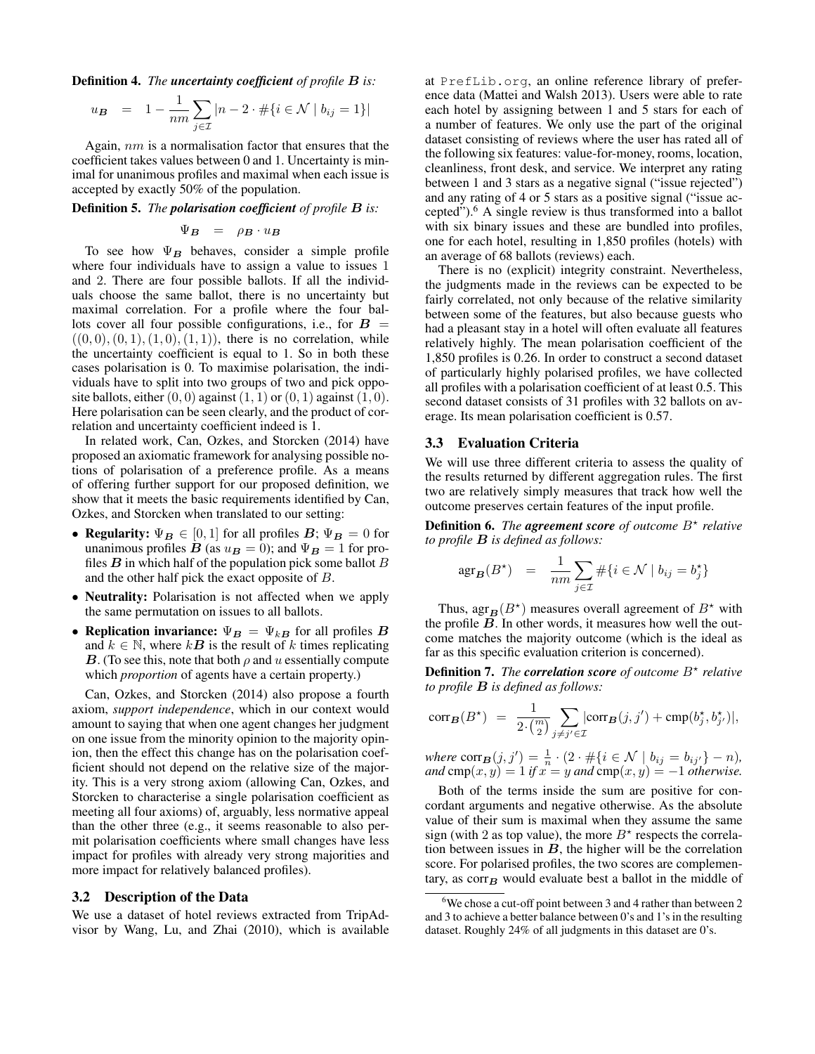**Definition 4.** *The* ***uncertainty coefficient*** *of profile* $\boldsymbol{B}$ *is:*

$$u_{\boldsymbol{B}} \quad = \quad 1 - \frac{1}{nm} \sum_{j \in \mathcal{I}} |n - 2 \cdot \#\{i \in \mathcal{N} \mid b_{ij} = 1\}|$$

Again, $nm$ is a normalisation factor that ensures that the coefficient takes values between 0 and 1. Uncertainty is minimal for unanimous profiles and maximal when each issue is accepted by exactly 50% of the population.

**Definition 5.** *The* ***polarisation coefficient*** *of profile* $\boldsymbol{B}$ *is:*

$$\Psi_{\boldsymbol{B}} \quad = \quad \rho_{\boldsymbol{B}} \cdot u_{\boldsymbol{B}}$$

To see how $\Psi_{\boldsymbol{B}}$ behaves, consider a simple profile where four individuals have to assign a value to issues 1 and 2. There are four possible ballots. If all the individuals choose the same ballot, there is no uncertainty but maximal correlation. For a profile where the four ballots cover all four possible configurations, i.e., for $\boldsymbol{B} = ((0,0),(0,1),(1,0),(1,1))$, there is no correlation, while the uncertainty coefficient is equal to 1. So in both these cases polarisation is 0. To maximise polarisation, the individuals have to split into two groups of two and pick opposite ballots, either $(0,0)$ against $(1,1)$ or $(0,1)$ against $(1,0)$. Here polarisation can be seen clearly, and the product of correlation and uncertainty coefficient indeed is 1.

In related work, Can, Ozkes, and Storcken (2014) have proposed an axiomatic framework for analysing possible notions of polarisation of a preference profile. As a means of offering further support for our proposed definition, we show that it meets the basic requirements identified by Can, Ozkes, and Storcken when translated to our setting:

- **Regularity:** $\Psi_{\boldsymbol{B}} \in [0,1]$ for all profiles $\boldsymbol{B}$; $\Psi_{\boldsymbol{B}} = 0$ for unanimous profiles $\boldsymbol{B}$ (as $u_{\boldsymbol{B}} = 0$); and $\Psi_{\boldsymbol{B}} = 1$ for profiles $\boldsymbol{B}$ in which half of the population pick some ballot $B$ and the other half pick the exact opposite of $B$.
- **Neutrality:** Polarisation is not affected when we apply the same permutation on issues to all ballots.
- **Replication invariance:** $\Psi_{\boldsymbol{B}} = \Psi_{k\boldsymbol{B}}$ for all profiles $\boldsymbol{B}$ and $k \in \mathbb{N}$, where $k\boldsymbol{B}$ is the result of $k$ times replicating $\boldsymbol{B}$. (To see this, note that both $\rho$ and $u$ essentially compute which *proportion* of agents have a certain property.)

Can, Ozkes, and Storcken (2014) also propose a fourth axiom, *support independence*, which in our context would amount to saying that when one agent changes her judgment on one issue from the minority opinion to the majority opinion, then the effect this change has on the polarisation coefficient should not depend on the relative size of the majority. This is a very strong axiom (allowing Can, Ozkes, and Storcken to characterise a single polarisation coefficient as meeting all four axioms) of, arguably, less normative appeal than the other three (e.g., it seems reasonable to also permit polarisation coefficients where small changes have less impact for profiles with already very strong majorities and more impact for relatively balanced profiles).

### 3.2 Description of the Data

We use a dataset of hotel reviews extracted from TripAdvisor by Wang, Lu, and Zhai (2010), which is available at PrefLib.org, an online reference library of preference data (Mattei and Walsh 2013). Users were able to rate each hotel by assigning between 1 and 5 stars for each of a number of features. We only use the part of the original dataset consisting of reviews where the user has rated all of the following six features: value-for-money, rooms, location, cleanliness, front desk, and service. We interpret any rating between 1 and 3 stars as a negative signal ("issue rejected") and any rating of 4 or 5 stars as a positive signal ("issue accepted").[6] A single review is thus transformed into a ballot with six binary issues and these are bundled into profiles, one for each hotel, resulting in 1,850 profiles (hotels) with an average of 68 ballots (reviews) each.

There is no (explicit) integrity constraint. Nevertheless, the judgments made in the reviews can be expected to be fairly correlated, not only because of the relative similarity between some of the features, but also because guests who had a pleasant stay in a hotel will often evaluate all features relatively highly. The mean polarisation coefficient of the 1,850 profiles is 0.26. In order to construct a second dataset of particularly highly polarised profiles, we have collected all profiles with a polarisation coefficient of at least 0.5. This second dataset consists of 31 profiles with 32 ballots on average. Its mean polarisation coefficient is 0.57.

### 3.3 Evaluation Criteria

We will use three different criteria to assess the quality of the results returned by different aggregation rules. The first two are relatively simply measures that track how well the outcome preserves certain features of the input profile.

**Definition 6.** *The* ***agreement score*** *of outcome* $B^\star$ *relative to profile* $\boldsymbol{B}$ *is defined as follows:*

$$\mathrm{agr}_{\boldsymbol{B}}(B^\star) \quad = \quad \frac{1}{nm} \sum_{j \in \mathcal{I}} \#\{i \in \mathcal{N} \mid b_{ij} = b^\star_j\}$$

Thus, $\mathrm{agr}_{\boldsymbol{B}}(B^\star)$ measures overall agreement of $B^\star$ with the profile $\boldsymbol{B}$. In other words, it measures how well the outcome matches the majority outcome (which is the ideal as far as this specific evaluation criterion is concerned).

**Definition 7.** *The* ***correlation score*** *of outcome* $B^\star$ *relative to profile* $\boldsymbol{B}$ *is defined as follows:*

$$\mathrm{corr}_{\boldsymbol{B}}(B^\star) \;\; = \;\; \frac{1}{2 \cdot \binom{m}{2}} \sum_{j \neq j' \in \mathcal{I}} |\mathrm{corr}_{\boldsymbol{B}}(j,j') + \mathrm{cmp}(b^\star_j, b^\star_{j'})|,$$

*where* $\mathrm{corr}_{\boldsymbol{B}}(j,j') = \frac{1}{n} \cdot (2 \cdot \#\{i \in \mathcal{N} \mid b_{ij} = b_{ij'}\} - n)$*, and* $\mathrm{cmp}(x,y) = 1$ *if* $x = y$ *and* $\mathrm{cmp}(x,y) = -1$ *otherwise.*

Both of the terms inside the sum are positive for concordant arguments and negative otherwise. As the absolute value of their sum is maximal when they assume the same sign (with 2 as top value), the more $B^\star$ respects the correlation between issues in $\boldsymbol{B}$, the higher will be the correlation score. For polarised profiles, the two scores are complementary, as $\mathrm{corr}_{\boldsymbol{B}}$ would evaluate best a ballot in the middle of

[6] We chose a cut-off point between 3 and 4 rather than between 2 and 3 to achieve a better balance between 0's and 1's in the resulting dataset. Roughly 24% of all judgments in this dataset are 0's.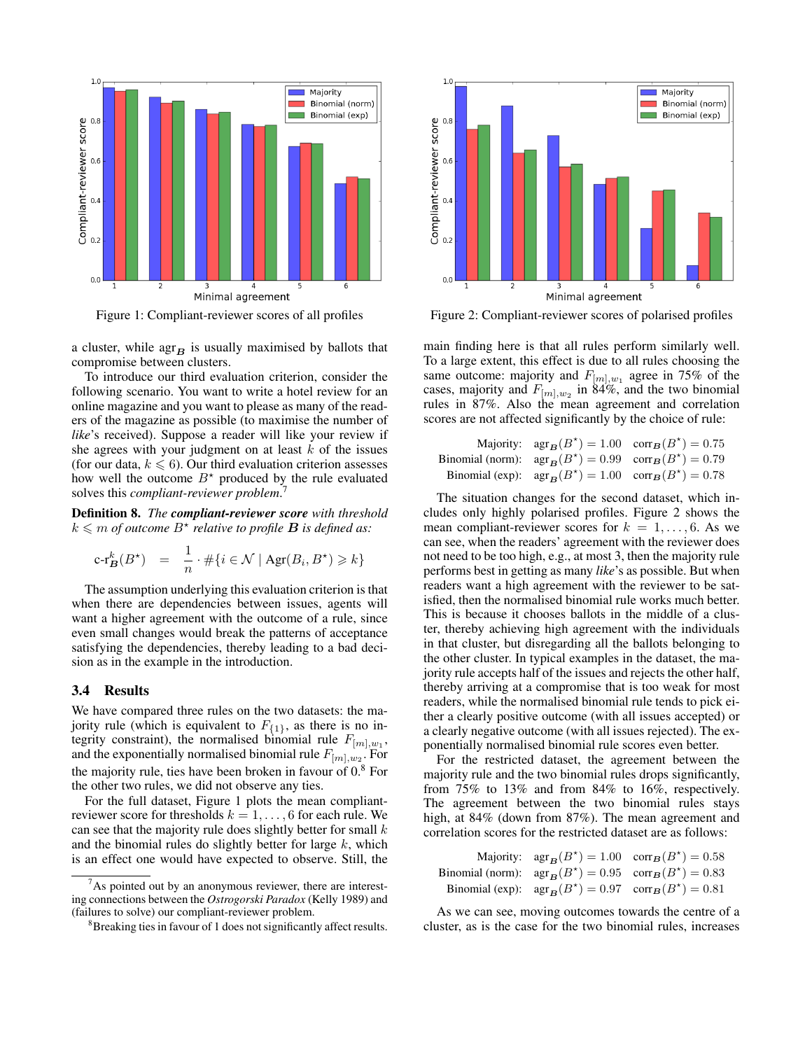Figure 1: Compliant-reviewer scores of all profiles

Figure 2: Compliant-reviewer scores of polarised profiles

a cluster, while $\text{agr}_{\boldsymbol{B}}$ is usually maximised by ballots that compromise between clusters.

To introduce our third evaluation criterion, consider the following scenario. You want to write a hotel review for an online magazine and you want to please as many of the readers of the magazine as possible (to maximise the number of *like*'s received). Suppose a reader will like your review if she agrees with your judgment on at least $k$ of the issues (for our data, $k \leqslant 6$). Our third evaluation criterion assesses how well the outcome $B^\star$ produced by the rule evaluated solves this *compliant-reviewer problem*.[7]

**Definition 8.** *The **compliant-reviewer score** with threshold $k \leqslant m$ of outcome $B^\star$ relative to profile $\boldsymbol{B}$ is defined as:*

$$\text{c-r}^k_{\boldsymbol{B}}(B^\star) \quad = \quad \frac{1}{n} \cdot \#\{i \in \mathcal{N} \mid \text{Agr}(B_i, B^\star) \geqslant k\}$$

The assumption underlying this evaluation criterion is that when there are dependencies between issues, agents will want a higher agreement with the outcome of a rule, since even small changes would break the patterns of acceptance satisfying the dependencies, thereby leading to a bad decision as in the example in the introduction.

### 3.4 Results

We have compared three rules on the two datasets: the majority rule (which is equivalent to $F_{\{1\}}$, as there is no integrity constraint), the normalised binomial rule $F_{[m],w_1}$, and the exponentially normalised binomial rule $F_{[m],w_2}$. For the majority rule, ties have been broken in favour of 0.[8] For the other two rules, we did not observe any ties.

For the full dataset, Figure 1 plots the mean compliant-reviewer score for thresholds $k = 1, \ldots, 6$ for each rule. We can see that the majority rule does slightly better for small $k$ and the binomial rules do slightly better for large $k$, which is an effect one would have expected to observe. Still, the main finding here is that all rules perform similarly well. To a large extent, this effect is due to all rules choosing the same outcome: majority and $F_{[m],w_1}$ agree in 75% of the cases, majority and $F_{[m],w_2}$ in 84%, and the two binomial rules in 87%. Also the mean agreement and correlation scores are not affected significantly by the choice of rule:

| | | |
|---|---|---|
| Majority: | $\text{agr}_{\boldsymbol{B}}(B^\star) = 1.00$ | $\text{corr}_{\boldsymbol{B}}(B^\star) = 0.75$ |
| Binomial (norm): | $\text{agr}_{\boldsymbol{B}}(B^\star) = 0.99$ | $\text{corr}_{\boldsymbol{B}}(B^\star) = 0.79$ |
| Binomial (exp): | $\text{agr}_{\boldsymbol{B}}(B^\star) = 1.00$ | $\text{corr}_{\boldsymbol{B}}(B^\star) = 0.78$ |

The situation changes for the second dataset, which includes only highly polarised profiles. Figure 2 shows the mean compliant-reviewer scores for $k = 1, \ldots, 6$. As we can see, when the readers' agreement with the reviewer does not need to be too high, e.g., at most 3, then the majority rule performs best in getting as many *like*'s as possible. But when readers want a high agreement with the reviewer to be satisfied, then the normalised binomial rule works much better. This is because it chooses ballots in the middle of a cluster, thereby achieving high agreement with the individuals in that cluster, but disregarding all the ballots belonging to the other cluster. In typical examples in the dataset, the majority rule accepts half of the issues and rejects the other half, thereby arriving at a compromise that is too weak for most readers, while the normalised binomial rule tends to pick either a clearly positive outcome (with all issues accepted) or a clearly negative outcome (with all issues rejected). The exponentially normalised binomial rule scores even better.

For the restricted dataset, the agreement between the majority rule and the two binomial rules drops significantly, from 75% to 13% and from 84% to 16%, respectively. The agreement between the two binomial rules stays high, at 84% (down from 87%). The mean agreement and correlation scores for the restricted dataset are as follows:

| | | |
|---|---|---|
| Majority: | $\text{agr}_{\boldsymbol{B}}(B^\star) = 1.00$ | $\text{corr}_{\boldsymbol{B}}(B^\star) = 0.58$ |
| Binomial (norm): | $\text{agr}_{\boldsymbol{B}}(B^\star) = 0.95$ | $\text{corr}_{\boldsymbol{B}}(B^\star) = 0.83$ |
| Binomial (exp): | $\text{agr}_{\boldsymbol{B}}(B^\star) = 0.97$ | $\text{corr}_{\boldsymbol{B}}(B^\star) = 0.81$ |

As we can see, moving outcomes towards the centre of a cluster, as is the case for the two binomial rules, increases

[7] As pointed out by an anonymous reviewer, there are interesting connections between the *Ostrogorski Paradox* (Kelly 1989) and (failures to solve) our compliant-reviewer problem.

[8] Breaking ties in favour of 1 does not significantly affect results.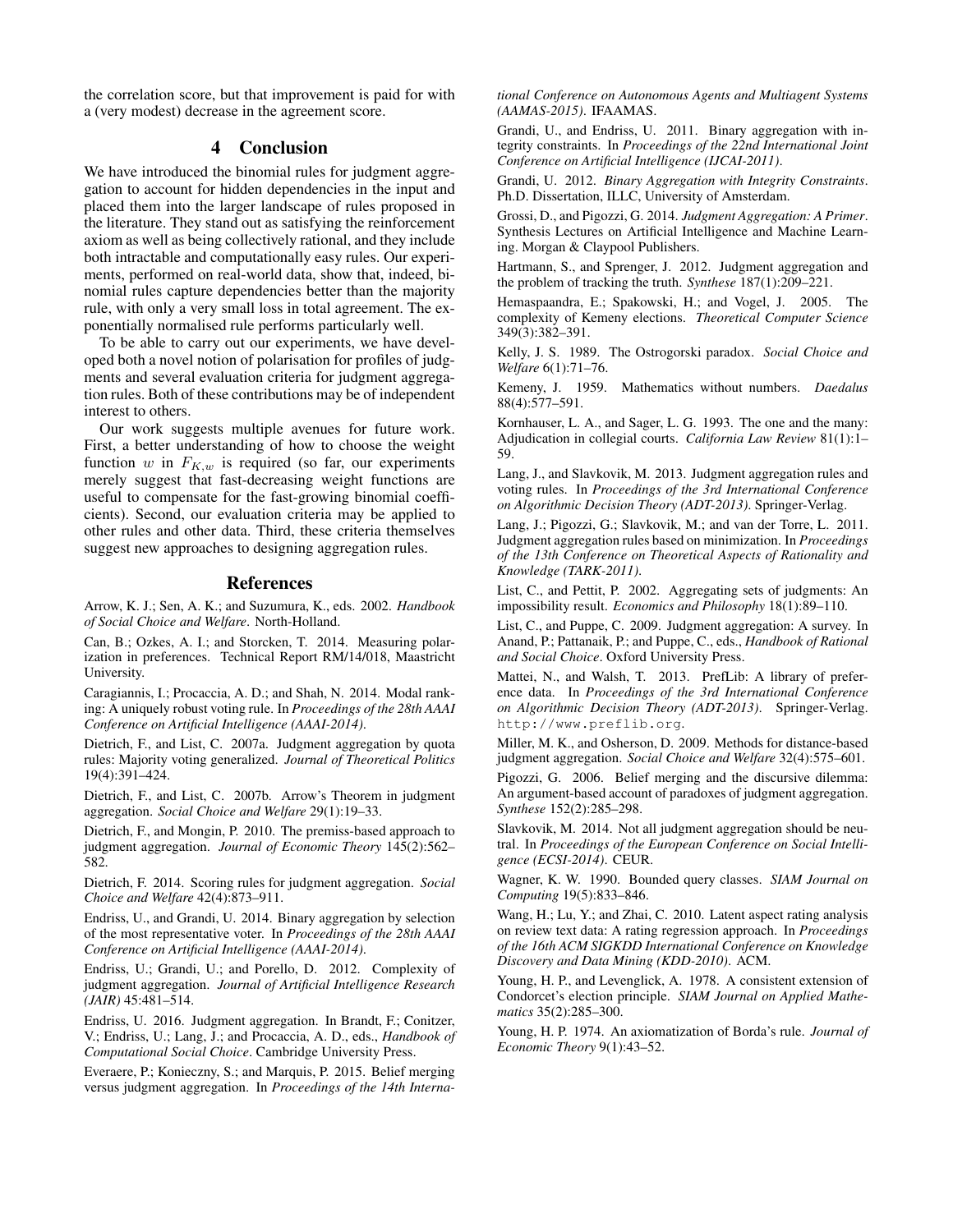the correlation score, but that improvement is paid for with a (very modest) decrease in the agreement score.

## 4 Conclusion

We have introduced the binomial rules for judgment aggregation to account for hidden dependencies in the input and placed them into the larger landscape of rules proposed in the literature. They stand out as satisfying the reinforcement axiom as well as being collectively rational, and they include both intractable and computationally easy rules. Our experiments, performed on real-world data, show that, indeed, binomial rules capture dependencies better than the majority rule, with only a very small loss in total agreement. The exponentially normalised rule performs particularly well.

To be able to carry out our experiments, we have developed both a novel notion of polarisation for profiles of judgments and several evaluation criteria for judgment aggregation rules. Both of these contributions may be of independent interest to others.

Our work suggests multiple avenues for future work. First, a better understanding of how to choose the weight function $w$ in $F_{K,w}$ is required (so far, our experiments merely suggest that fast-decreasing weight functions are useful to compensate for the fast-growing binomial coefficients). Second, our evaluation criteria may be applied to other rules and other data. Third, these criteria themselves suggest new approaches to designing aggregation rules.

## References

Arrow, K. J.; Sen, A. K.; and Suzumura, K., eds. 2002. *Handbook of Social Choice and Welfare*. North-Holland.

Can, B.; Ozkes, A. I.; and Storcken, T. 2014. Measuring polarization in preferences. Technical Report RM/14/018, Maastricht University.

Caragiannis, I.; Procaccia, A. D.; and Shah, N. 2014. Modal ranking: A uniquely robust voting rule. In *Proceedings of the 28th AAAI Conference on Artificial Intelligence (AAAI-2014)*.

Dietrich, F., and List, C. 2007a. Judgment aggregation by quota rules: Majority voting generalized. *Journal of Theoretical Politics* 19(4):391–424.

Dietrich, F., and List, C. 2007b. Arrow's Theorem in judgment aggregation. *Social Choice and Welfare* 29(1):19–33.

Dietrich, F., and Mongin, P. 2010. The premiss-based approach to judgment aggregation. *Journal of Economic Theory* 145(2):562–582.

Dietrich, F. 2014. Scoring rules for judgment aggregation. *Social Choice and Welfare* 42(4):873–911.

Endriss, U., and Grandi, U. 2014. Binary aggregation by selection of the most representative voter. In *Proceedings of the 28th AAAI Conference on Artificial Intelligence (AAAI-2014)*.

Endriss, U.; Grandi, U.; and Porello, D. 2012. Complexity of judgment aggregation. *Journal of Artificial Intelligence Research (JAIR)* 45:481–514.

Endriss, U. 2016. Judgment aggregation. In Brandt, F.; Conitzer, V.; Endriss, U.; Lang, J.; and Procaccia, A. D., eds., *Handbook of Computational Social Choice*. Cambridge University Press.

Everaere, P.; Konieczny, S.; and Marquis, P. 2015. Belief merging versus judgment aggregation. In *Proceedings of the 14th International Conference on Autonomous Agents and Multiagent Systems (AAMAS-2015)*. IFAAMAS.

Grandi, U., and Endriss, U. 2011. Binary aggregation with integrity constraints. In *Proceedings of the 22nd International Joint Conference on Artificial Intelligence (IJCAI-2011)*.

Grandi, U. 2012. *Binary Aggregation with Integrity Constraints*. Ph.D. Dissertation, ILLC, University of Amsterdam.

Grossi, D., and Pigozzi, G. 2014. *Judgment Aggregation: A Primer*. Synthesis Lectures on Artificial Intelligence and Machine Learning. Morgan & Claypool Publishers.

Hartmann, S., and Sprenger, J. 2012. Judgment aggregation and the problem of tracking the truth. *Synthese* 187(1):209–221.

Hemaspaandra, E.; Spakowski, H.; and Vogel, J. 2005. The complexity of Kemeny elections. *Theoretical Computer Science* 349(3):382–391.

Kelly, J. S. 1989. The Ostrogorski paradox. *Social Choice and Welfare* 6(1):71–76.

Kemeny, J. 1959. Mathematics without numbers. *Daedalus* 88(4):577–591.

Kornhauser, L. A., and Sager, L. G. 1993. The one and the many: Adjudication in collegial courts. *California Law Review* 81(1):1–59.

Lang, J., and Slavkovik, M. 2013. Judgment aggregation rules and voting rules. In *Proceedings of the 3rd International Conference on Algorithmic Decision Theory (ADT-2013)*. Springer-Verlag.

Lang, J.; Pigozzi, G.; Slavkovik, M.; and van der Torre, L. 2011. Judgment aggregation rules based on minimization. In *Proceedings of the 13th Conference on Theoretical Aspects of Rationality and Knowledge (TARK-2011)*.

List, C., and Pettit, P. 2002. Aggregating sets of judgments: An impossibility result. *Economics and Philosophy* 18(1):89–110.

List, C., and Puppe, C. 2009. Judgment aggregation: A survey. In Anand, P.; Pattanaik, P.; and Puppe, C., eds., *Handbook of Rational and Social Choice*. Oxford University Press.

Mattei, N., and Walsh, T. 2013. PrefLib: A library of preference data. In *Proceedings of the 3rd International Conference on Algorithmic Decision Theory (ADT-2013)*. Springer-Verlag. http://www.preflib.org.

Miller, M. K., and Osherson, D. 2009. Methods for distance-based judgment aggregation. *Social Choice and Welfare* 32(4):575–601.

Pigozzi, G. 2006. Belief merging and the discursive dilemma: An argument-based account of paradoxes of judgment aggregation. *Synthese* 152(2):285–298.

Slavkovik, M. 2014. Not all judgment aggregation should be neutral. In *Proceedings of the European Conference on Social Intelligence (ECSI-2014)*. CEUR.

Wagner, K. W. 1990. Bounded query classes. *SIAM Journal on Computing* 19(5):833–846.

Wang, H.; Lu, Y.; and Zhai, C. 2010. Latent aspect rating analysis on review text data: A rating regression approach. In *Proceedings of the 16th ACM SIGKDD International Conference on Knowledge Discovery and Data Mining (KDD-2010)*. ACM.

Young, H. P., and Levenglick, A. 1978. A consistent extension of Condorcet's election principle. *SIAM Journal on Applied Mathematics* 35(2):285–300.

Young, H. P. 1974. An axiomatization of Borda's rule. *Journal of Economic Theory* 9(1):43–52.